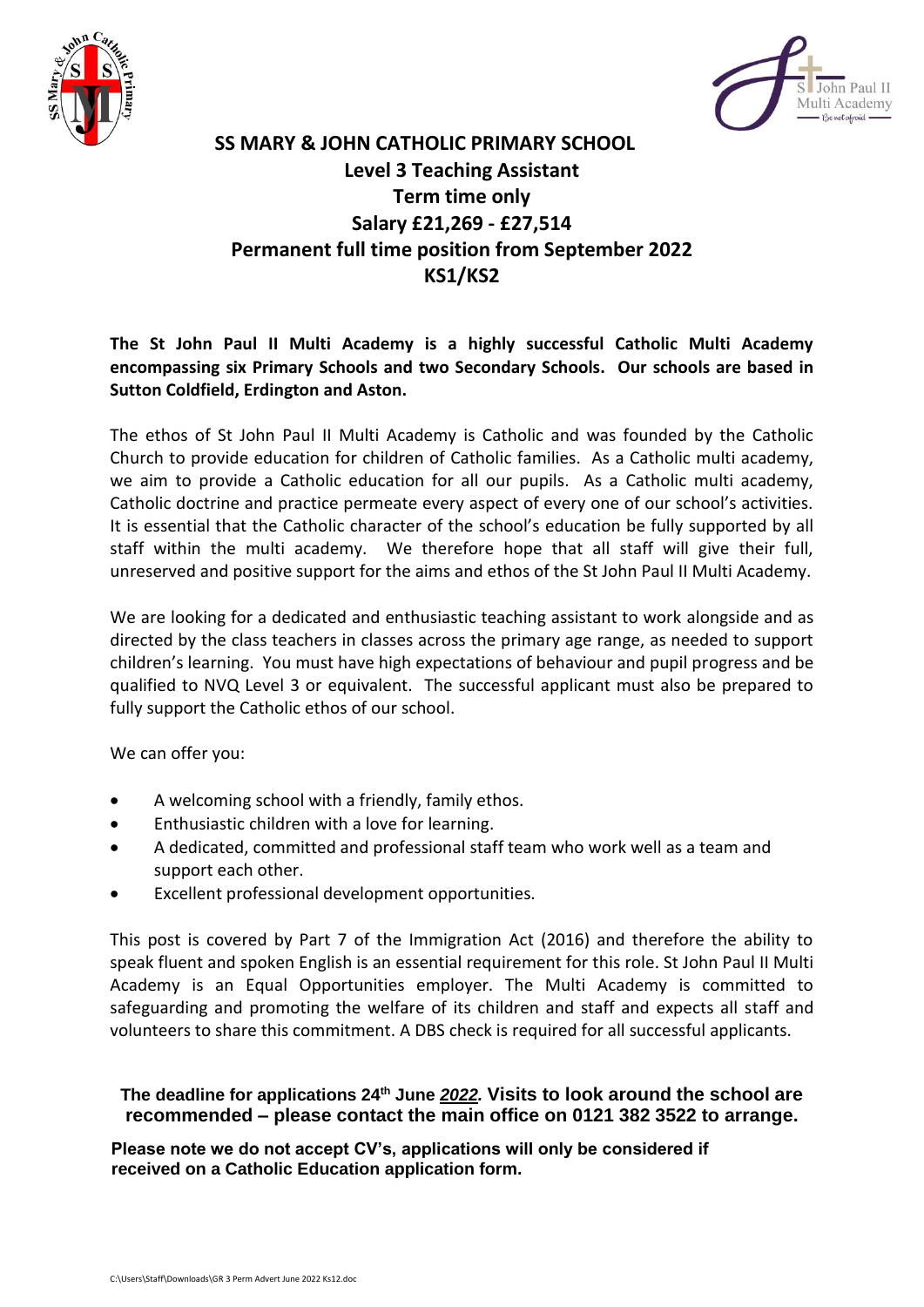# SS MARY & JOHN CATHOLIC PRIMARY SCHOOL

## Level 3 Teaching Assistant
## Term time only
## Salary £21,269 - £27,514
## Permanent full time position from September 2022
## KS1/KS2

**The St John Paul II Multi Academy is a highly successful Catholic Multi Academy encompassing six Primary Schools and two Secondary Schools. Our schools are based in Sutton Coldfield, Erdington and Aston.**

The ethos of St John Paul II Multi Academy is Catholic and was founded by the Catholic Church to provide education for children of Catholic families. As a Catholic multi academy, we aim to provide a Catholic education for all our pupils. As a Catholic multi academy, Catholic doctrine and practice permeate every aspect of every one of our school's activities. It is essential that the Catholic character of the school's education be fully supported by all staff within the multi academy. We therefore hope that all staff will give their full, unreserved and positive support for the aims and ethos of the St John Paul II Multi Academy.

We are looking for a dedicated and enthusiastic teaching assistant to work alongside and as directed by the class teachers in classes across the primary age range, as needed to support children's learning. You must have high expectations of behaviour and pupil progress and be qualified to NVQ Level 3 or equivalent. The successful applicant must also be prepared to fully support the Catholic ethos of our school.

We can offer you:

- A welcoming school with a friendly, family ethos.
- Enthusiastic children with a love for learning.
- A dedicated, committed and professional staff team who work well as a team and support each other.
- Excellent professional development opportunities.

This post is covered by Part 7 of the Immigration Act (2016) and therefore the ability to speak fluent and spoken English is an essential requirement for this role. St John Paul II Multi Academy is an Equal Opportunities employer. The Multi Academy is committed to safeguarding and promoting the welfare of its children and staff and expects all staff and volunteers to share this commitment. A DBS check is required for all successful applicants.

**The deadline for applications 24th June *2022*. Visits to look around the school are recommended – please contact the main office on 0121 382 3522 to arrange.**

**Please note we do not accept CV's, applications will only be considered if received on a Catholic Education application form.**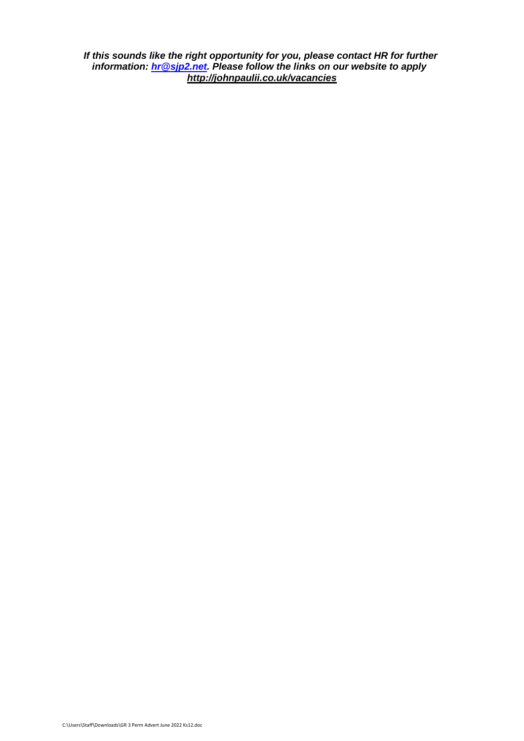***If this sounds like the right opportunity for you, please contact HR for further information: [hr@sjp2.net](mailto:hr@sjp2.net). Please follow the links on our website to apply <u>http://johnpaulii.co.uk/vacancies</u>***

C:\Users\Staff\Downloads\GR 3 Perm Advert June 2022 Ks12.doc